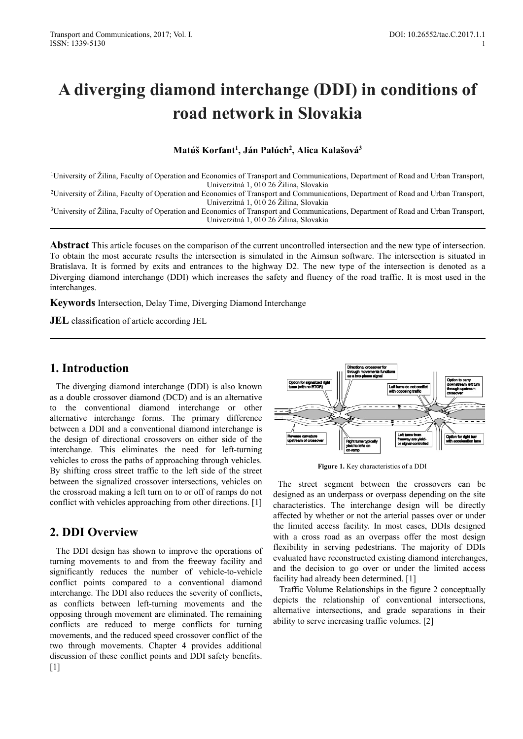# A diverging diamond interchange (DDI) in conditions of road network in Slovakia

**Matúš Korfant[1], Ján Palúch[2], Alica Kalašová[3]**

[1]University of Žilina, Faculty of Operation and Economics of Transport and Communications, Department of Road and Urban Transport, Univerzitná 1, 010 26 Žilina, Slovakia
[2]University of Žilina, Faculty of Operation and Economics of Transport and Communications, Department of Road and Urban Transport, Univerzitná 1, 010 26 Žilina, Slovakia
[3]University of Žilina, Faculty of Operation and Economics of Transport and Communications, Department of Road and Urban Transport, Univerzitná 1, 010 26 Žilina, Slovakia

**Abstract** This article focuses on the comparison of the current uncontrolled intersection and the new type of intersection. To obtain the most accurate results the intersection is simulated in the Aimsun software. The intersection is situated in Bratislava. It is formed by exits and entrances to the highway D2. The new type of the intersection is denoted as a Diverging diamond interchange (DDI) which increases the safety and fluency of the road traffic. It is most used in the interchanges.

**Keywords** Intersection, Delay Time, Diverging Diamond Interchange

**JEL** classification of article according JEL

## 1. Introduction

The diverging diamond interchange (DDI) is also known as a double crossover diamond (DCD) and is an alternative to the conventional diamond interchange or other alternative interchange forms. The primary difference between a DDI and a conventional diamond interchange is the design of directional crossovers on either side of the interchange. This eliminates the need for left-turning vehicles to cross the paths of approaching through vehicles. By shifting cross street traffic to the left side of the street between the signalized crossover intersections, vehicles on the crossroad making a left turn on to or off of ramps do not conflict with vehicles approaching from other directions. [1]

## 2. DDI Overview

The DDI design has shown to improve the operations of turning movements to and from the freeway facility and significantly reduces the number of vehicle-to-vehicle conflict points compared to a conventional diamond interchange. The DDI also reduces the severity of conflicts, as conflicts between left-turning movements and the opposing through movement are eliminated. The remaining conflicts are reduced to merge conflicts for turning movements, and the reduced speed crossover conflict of the two through movements. Chapter 4 provides additional discussion of these conflict points and DDI safety benefits. [1]

**Figure 1.** Key characteristics of a DDI

The street segment between the crossovers can be designed as an underpass or overpass depending on the site characteristics. The interchange design will be directly affected by whether or not the arterial passes over or under the limited access facility. In most cases, DDIs designed with a cross road as an overpass offer the most design flexibility in serving pedestrians. The majority of DDIs evaluated have reconstructed existing diamond interchanges, and the decision to go over or under the limited access facility had already been determined. [1]

Traffic Volume Relationships in the figure 2 conceptually depicts the relationship of conventional intersections, alternative intersections, and grade separations in their ability to serve increasing traffic volumes. [2]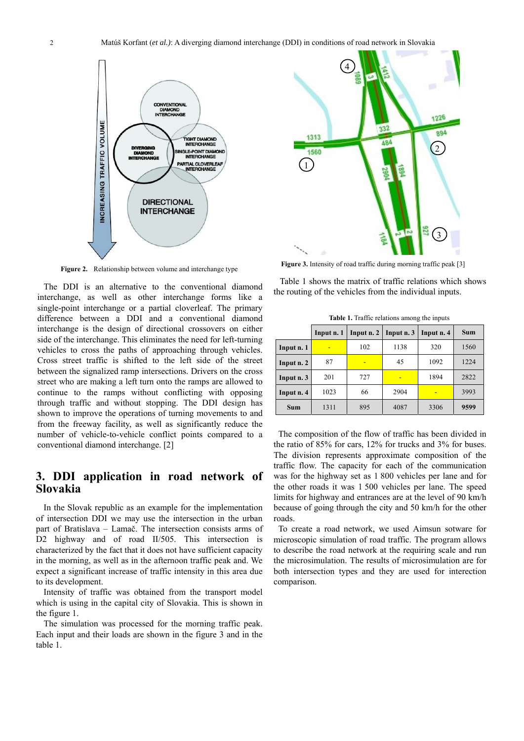Figure 2. Relationship between volume and interchange type

Figure 3. Intensity of road traffic during morning traffic peak [3]

The DDI is an alternative to the conventional diamond interchange, as well as other interchange forms like a single-point interchange or a partial cloverleaf. The primary difference between a DDI and a conventional diamond interchange is the design of directional crossovers on either side of the interchange. This eliminates the need for left-turning vehicles to cross the paths of approaching through vehicles. Cross street traffic is shifted to the left side of the street between the signalized ramp intersections. Drivers on the cross street who are making a left turn onto the ramps are allowed to continue to the ramps without conflicting with opposing through traffic and without stopping. The DDI design has shown to improve the operations of turning movements to and from the freeway facility, as well as significantly reduce the number of vehicle-to-vehicle conflict points compared to a conventional diamond interchange. [2]

## 3. DDI application in road network of Slovakia

In the Slovak republic as an example for the implementation of intersection DDI we may use the intersection in the urban part of Bratislava – Lamač. The intersection consists arms of D2 highway and of road II/505. This intersection is characterized by the fact that it does not have sufficient capacity in the morning, as well as in the afternoon traffic peak. We expect a significant increase of traffic intensity in this area due to its development.

Intensity of traffic was obtained from the transport model which is using in the capital city of Slovakia. This is shown in the figure 1.

The simulation was processed for the morning traffic peak. Each input and their loads are shown in the figure 3 and in the table 1.

Table 1 shows the matrix of traffic relations which shows the routing of the vehicles from the individual inputs.

**Table 1.** Traffic relations among the inputs

| | Input n. 1 | Input n. 2 | Input n. 3 | Input n. 4 | Sum |
|---|---|---|---|---|---|
| **Input n. 1** | - | 102 | 1138 | 320 | 1560 |
| **Input n. 2** | 87 | - | 45 | 1092 | 1224 |
| **Input n. 3** | 201 | 727 | - | 1894 | 2822 |
| **Input n. 4** | 1023 | 66 | 2904 | - | 3993 |
| **Sum** | 1311 | 895 | 4087 | 3306 | **9599** |

The composition of the flow of traffic has been divided in the ratio of 85% for cars, 12% for trucks and 3% for buses. The division represents approximate composition of the traffic flow. The capacity for each of the communication was for the highway set as 1 800 vehicles per lane and for the other roads it was 1 500 vehicles per lane. The speed limits for highway and entrances are at the level of 90 km/h because of going through the city and 50 km/h for the other roads.

To create a road network, we used Aimsun sotware for microscopic simulation of road traffic. The program allows to describe the road network at the requiring scale and run the microsimulation. The results of microsimulation are for both intersection types and they are used for interection comparison.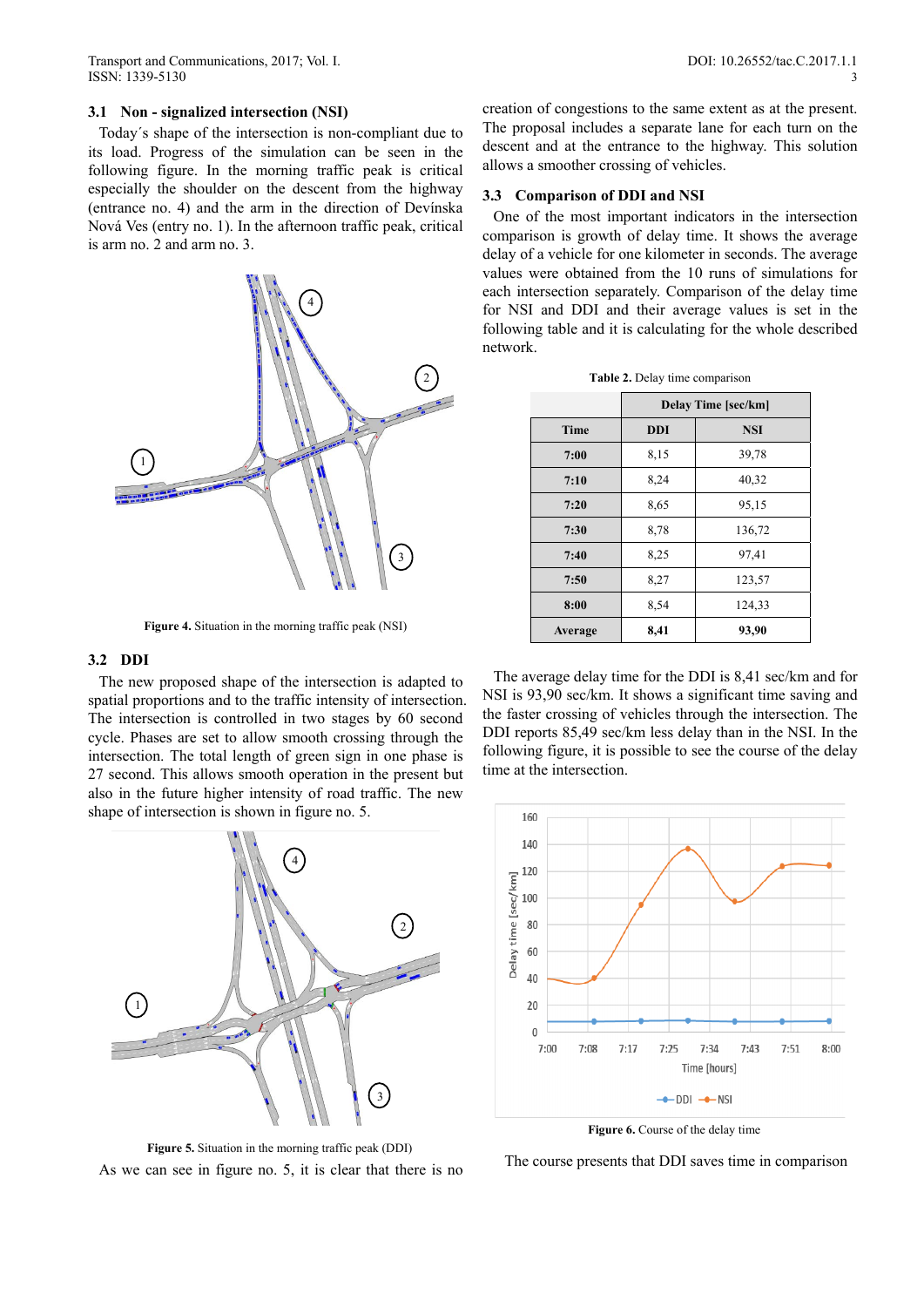### 3.1 Non - signalized intersection (NSI)

Today´s shape of the intersection is non-compliant due to its load. Progress of the simulation can be seen in the following figure. In the morning traffic peak is critical especially the shoulder on the descent from the highway (entrance no. 4) and the arm in the direction of Devínska Nová Ves (entry no. 1). In the afternoon traffic peak, critical is arm no. 2 and arm no. 3.

**Figure 4.** Situation in the morning traffic peak (NSI)

### 3.2 DDI

The new proposed shape of the intersection is adapted to spatial proportions and to the traffic intensity of intersection. The intersection is controlled in two stages by 60 second cycle. Phases are set to allow smooth crossing through the intersection. The total length of green sign in one phase is 27 second. This allows smooth operation in the present but also in the future higher intensity of road traffic. The new shape of intersection is shown in figure no. 5.

**Figure 5.** Situation in the morning traffic peak (DDI)

As we can see in figure no. 5, it is clear that there is no creation of congestions to the same extent as at the present. The proposal includes a separate lane for each turn on the descent and at the entrance to the highway. This solution allows a smoother crossing of vehicles.

### 3.3 Comparison of DDI and NSI

One of the most important indicators in the intersection comparison is growth of delay time. It shows the average delay of a vehicle for one kilometer in seconds. The average values were obtained from the 10 runs of simulations for each intersection separately. Comparison of the delay time for NSI and DDI and their average values is set in the following table and it is calculating for the whole described network.

**Table 2.** Delay time comparison

| | Delay Time [sec/km] | |
|---|---|---|
| **Time** | **DDI** | **NSI** |
| **7:00** | 8,15 | 39,78 |
| **7:10** | 8,24 | 40,32 |
| **7:20** | 8,65 | 95,15 |
| **7:30** | 8,78 | 136,72 |
| **7:40** | 8,25 | 97,41 |
| **7:50** | 8,27 | 123,57 |
| **8:00** | 8,54 | 124,33 |
| **Average** | **8,41** | **93,90** |

The average delay time for the DDI is 8,41 sec/km and for NSI is 93,90 sec/km. It shows a significant time saving and the faster crossing of vehicles through the intersection. The DDI reports 85,49 sec/km less delay than in the NSI. In the following figure, it is possible to see the course of the delay time at the intersection.

**Figure 6.** Course of the delay time

The course presents that DDI saves time in comparison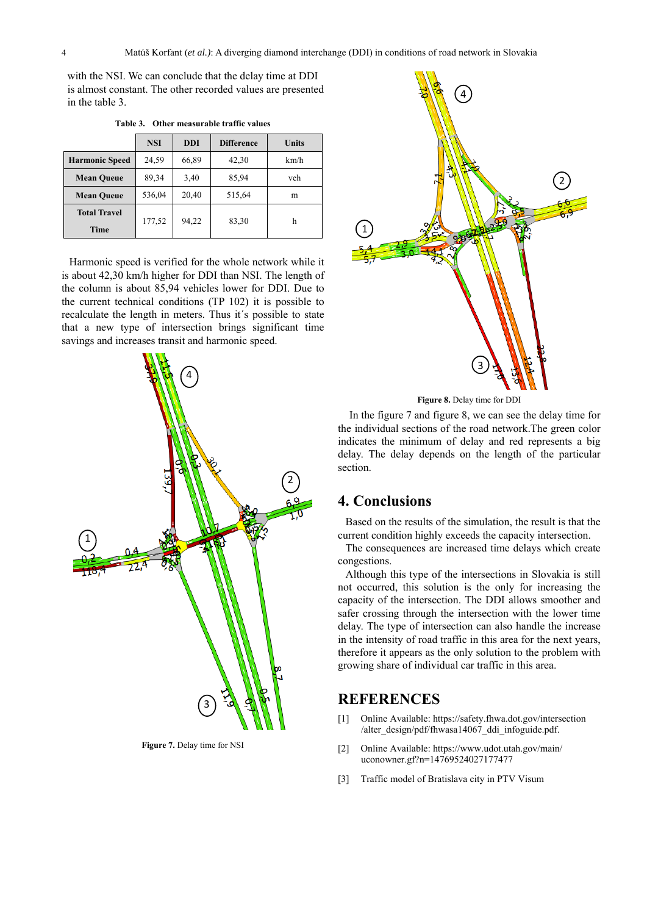with the NSI. We can conclude that the delay time at DDI is almost constant. The other recorded values are presented in the table 3.

**Table 3. Other measurable traffic values**

| | NSI | DDI | Difference | Units |
|---|---|---|---|---|
| **Harmonic Speed** | 24,59 | 66,89 | 42,30 | km/h |
| **Mean Queue** | 89,34 | 3,40 | 85,94 | veh |
| **Mean Queue** | 536,04 | 20,40 | 515,64 | m |
| **Total Travel Time** | 177,52 | 94,22 | 83,30 | h |

Harmonic speed is verified for the whole network while it is about 42,30 km/h higher for DDI than NSI. The length of the column is about 85,94 vehicles lower for DDI. Due to the current technical conditions (TP 102) it is possible to recalculate the length in meters. Thus it´s possible to state that a new type of intersection brings significant time savings and increases transit and harmonic speed.

**Figure 7.** Delay time for NSI

**Figure 8.** Delay time for DDI

In the figure 7 and figure 8, we can see the delay time for the individual sections of the road network.The green color indicates the minimum of delay and red represents a big delay. The delay depends on the length of the particular section.

## 4. Conclusions

Based on the results of the simulation, the result is that the current condition highly exceeds the capacity intersection.

The consequences are increased time delays which create congestions.

Although this type of the intersections in Slovakia is still not occurred, this solution is the only for increasing the capacity of the intersection. The DDI allows smoother and safer crossing through the intersection with the lower time delay. The type of intersection can also handle the increase in the intensity of road traffic in this area for the next years, therefore it appears as the only solution to the problem with growing share of individual car traffic in this area.

## REFERENCES

[1] Online Available: https://safety.fhwa.dot.gov/intersection/alter_design/pdf/fhwasa14067_ddi_infoguide.pdf.

[2] Online Available: https://www.udot.utah.gov/main/uconowner.gf?n=14769524027177477

[3] Traffic model of Bratislava city in PTV Visum